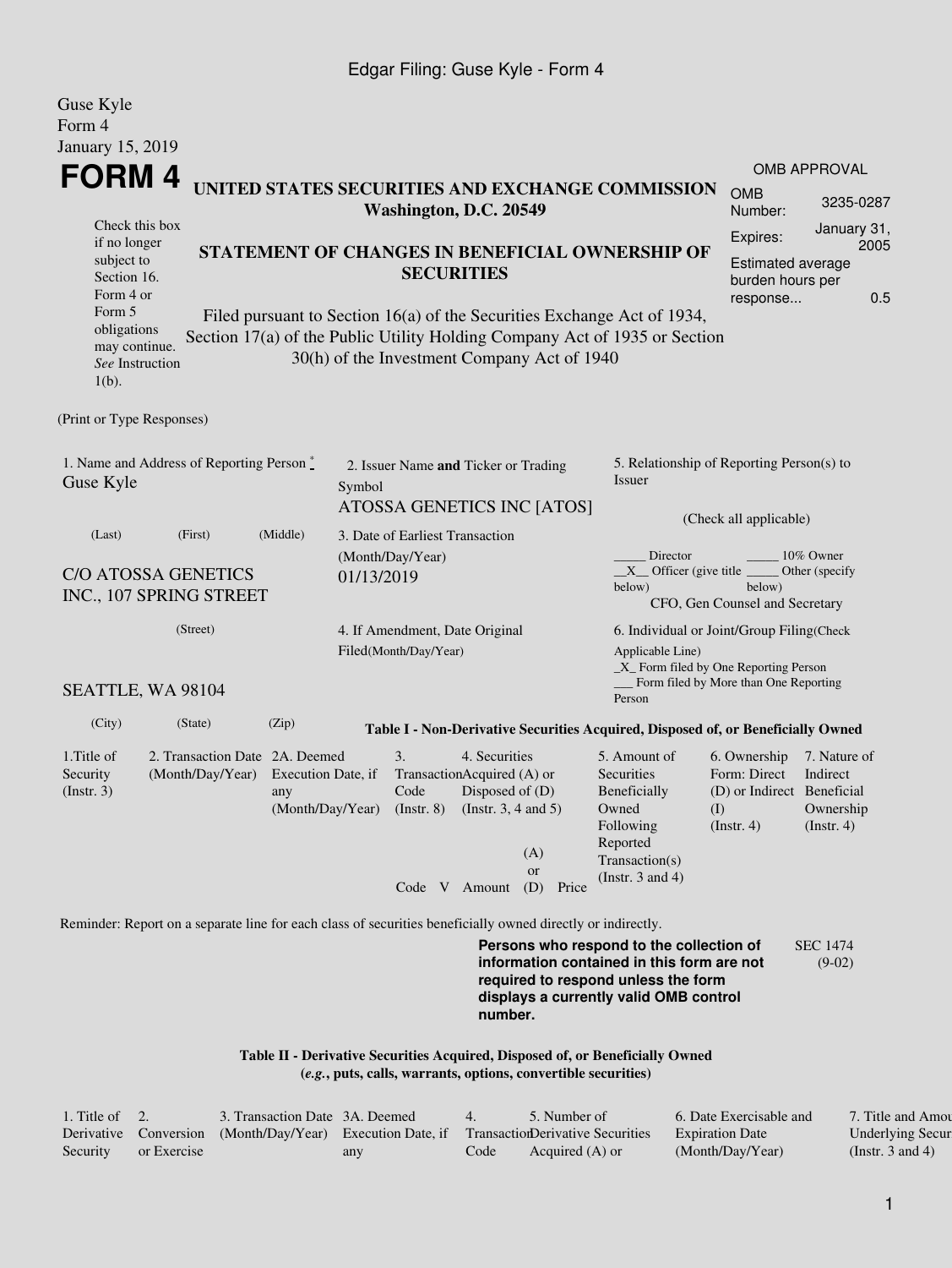Edgar Filing: Guse Kyle - Form 4

Guse Kyle
Form 4
January 15, 2019

# FORM 4

Check this box if no longer subject to Section 16. Form 4 or Form 5 obligations may continue. *See* Instruction 1(b).

## UNITED STATES SECURITIES AND EXCHANGE COMMISSION
**Washington, D.C. 20549**

## STATEMENT OF CHANGES IN BENEFICIAL OWNERSHIP OF SECURITIES

Filed pursuant to Section 16(a) of the Securities Exchange Act of 1934, Section 17(a) of the Public Utility Holding Company Act of 1935 or Section 30(h) of the Investment Company Act of 1940

| OMB APPROVAL | |
|---|---|
| OMB Number: | 3235-0287 |
| Expires: | January 31, 2005 |
| Estimated average burden hours per response... | 0.5 |

(Print or Type Responses)

1. Name and Address of Reporting Person *
Guse Kyle

(Last) (First) (Middle)

C/O ATOSSA GENETICS INC., 107 SPRING STREET

(Street)

SEATTLE, WA 98104

(City) (State) (Zip)

2. Issuer Name **and** Ticker or Trading Symbol
ATOSSA GENETICS INC [ATOS]

3. Date of Earliest Transaction (Month/Day/Year)
01/13/2019

4. If Amendment, Date Original Filed(Month/Day/Year)

5. Relationship of Reporting Person(s) to Issuer

(Check all applicable)

_____ Director _____ 10% Owner
__X__ Officer (give title below) _____ Other (specify below)
CFO, Gen Counsel and Secretary

6. Individual or Joint/Group Filing(Check Applicable Line)
_X_ Form filed by One Reporting Person
___ Form filed by More than One Reporting Person

**Table I - Non-Derivative Securities Acquired, Disposed of, or Beneficially Owned**

| 1.Title of Security (Instr. 3) | 2. Transaction Date (Month/Day/Year) | 2A. Deemed Execution Date, if any (Month/Day/Year) | 3. Transaction Code (Instr. 8) | | 4. Securities Acquired (A) or Disposed of (D) (Instr. 3, 4 and 5) | | | 5. Amount of Securities Beneficially Owned Following Reported Transaction(s) (Instr. 3 and 4) | 6. Ownership Form: Direct (D) or Indirect (I) (Instr. 4) | 7. Nature of Indirect Beneficial Ownership (Instr. 4) |
|---|---|---|---|---|---|---|---|---|---|---|
| | | | Code | V | Amount | (A) or (D) | Price | | | |

Reminder: Report on a separate line for each class of securities beneficially owned directly or indirectly.

**Persons who respond to the collection of information contained in this form are not required to respond unless the form displays a currently valid OMB control number.**

SEC 1474 (9-02)

**Table II - Derivative Securities Acquired, Disposed of, or Beneficially Owned**
**(*e.g.*, puts, calls, warrants, options, convertible securities)**

| 1. Title of Derivative Security | 2. Conversion or Exercise | 3. Transaction Date (Month/Day/Year) | 3A. Deemed Execution Date, if any | 4. Transaction Code | 5. Number of Derivative Securities Acquired (A) or | 6. Date Exercisable and Expiration Date (Month/Day/Year) | 7. Title and Amount of Underlying Securities (Instr. 3 and 4) |
|---|---|---|---|---|---|---|---|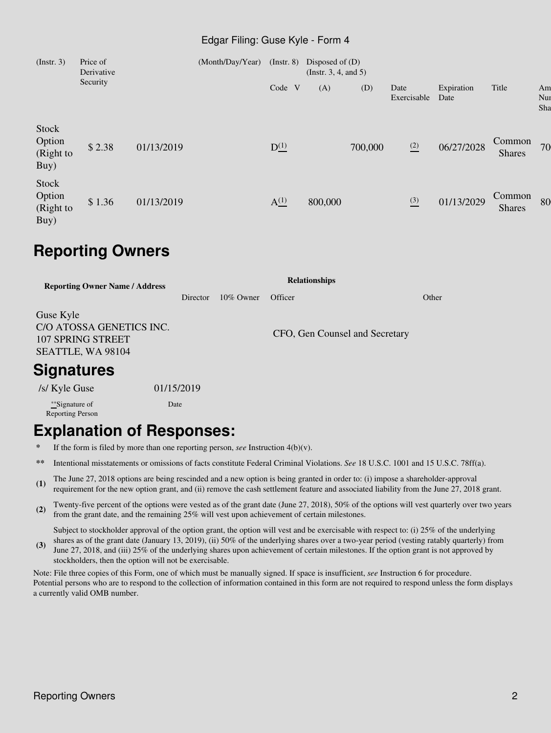| (Instr. 3) | Price of Derivative Security | | (Month/Day/Year) | (Instr. 8) | | Disposed of (D) (Instr. 3, 4, and 5) | | | | | |
|---|---|---|---|---|---|---|---|---|---|---|---|
| | | | | Code | V | (A) | (D) | Date Exercisable | Expiration Date | Title | Am Nu Sha |
| Stock Option (Right to Buy) | $ 2.38 | 01/13/2019 | | D (1) | | | 700,000 | (2) | 06/27/2028 | Common Shares | 70 |
| Stock Option (Right to Buy) | $ 1.36 | 01/13/2019 | | A (1) | | 800,000 | | (3) | 01/13/2029 | Common Shares | 80 |

## Reporting Owners

| Reporting Owner Name / Address | Relationships | | | |
|---|---|---|---|---|
| | Director | 10% Owner | Officer | Other |
| Guse Kyle<br>C/O ATOSSA GENETICS INC.<br>107 SPRING STREET<br>SEATTLE, WA 98104 | | | CFO, Gen Counsel and Secretary | |

## Signatures

| /s/ Kyle Guse | 01/15/2019 |
|---|---|
| **Signature of Reporting Person | Date |

## Explanation of Responses:

- \* If the form is filed by more than one reporting person, *see* Instruction 4(b)(v).
- \*\* Intentional misstatements or omissions of facts constitute Federal Criminal Violations. *See* 18 U.S.C. 1001 and 15 U.S.C. 78ff(a).
- **(1)** The June 27, 2018 options are being rescinded and a new option is being granted in order to: (i) impose a shareholder-approval requirement for the new option grant, and (ii) remove the cash settlement feature and associated liability from the June 27, 2018 grant.
- **(2)** Twenty-five percent of the options were vested as of the grant date (June 27, 2018), 50% of the options will vest quarterly over two years from the grant date, and the remaining 25% will vest upon achievement of certain milestones.
- **(3)** Subject to stockholder approval of the option grant, the option will vest and be exercisable with respect to: (i) 25% of the underlying shares as of the grant date (January 13, 2019), (ii) 50% of the underlying shares over a two-year period (vesting ratably quarterly) from June 27, 2018, and (iii) 25% of the underlying shares upon achievement of certain milestones. If the option grant is not approved by stockholders, then the option will not be exercisable.

Note: File three copies of this Form, one of which must be manually signed. If space is insufficient, *see* Instruction 6 for procedure.
Potential persons who are to respond to the collection of information contained in this form are not required to respond unless the form displays a currently valid OMB number.